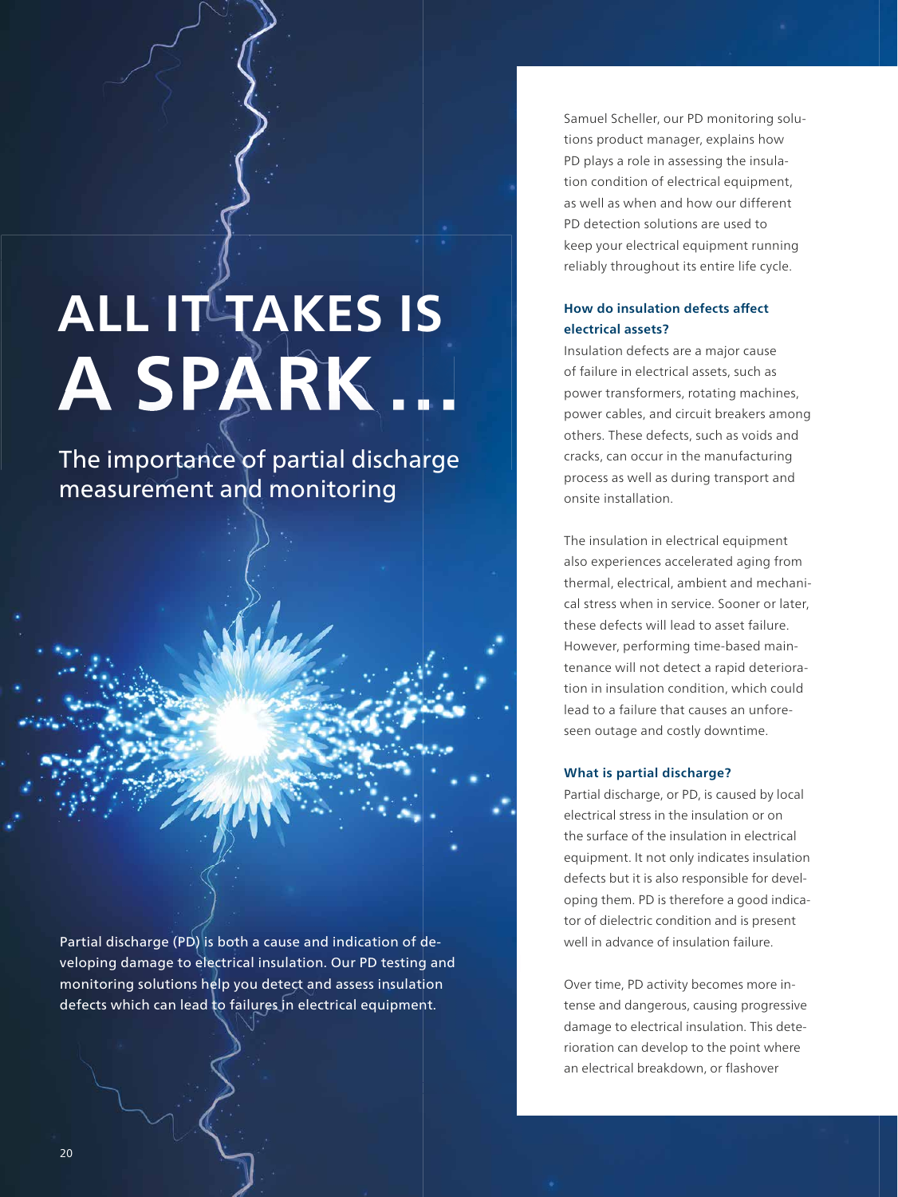# ALL IT TAKES IS A SPARK ...

## The importance of partial discharge measurement and monitoring

Partial discharge (PD) is both a cause and indication of developing damage to electrical insulation. Our PD testing and monitoring solutions help you detect and assess insulation defects which can lead to failures in electrical equipment.

Samuel Scheller, our PD monitoring solutions product manager, explains how PD plays a role in assessing the insulation condition of electrical equipment, as well as when and how our different PD detection solutions are used to keep your electrical equipment running reliably throughout its entire life cycle.

### How do insulation defects affect electrical assets?

Insulation defects are a major cause of failure in electrical assets, such as power transformers, rotating machines, power cables, and circuit breakers among others. These defects, such as voids and cracks, can occur in the manufacturing process as well as during transport and onsite installation.

The insulation in electrical equipment also experiences accelerated aging from thermal, electrical, ambient and mechanical stress when in service. Sooner or later, these defects will lead to asset failure. However, performing time-based maintenance will not detect a rapid deterioration in insulation condition, which could lead to a failure that causes an unforeseen outage and costly downtime.

### What is partial discharge?

Partial discharge, or PD, is caused by local electrical stress in the insulation or on the surface of the insulation in electrical equipment. It not only indicates insulation defects but it is also responsible for developing them. PD is therefore a good indicator of dielectric condition and is present well in advance of insulation failure.

Over time, PD activity becomes more intense and dangerous, causing progressive damage to electrical insulation. This deterioration can develop to the point where an electrical breakdown, or flashover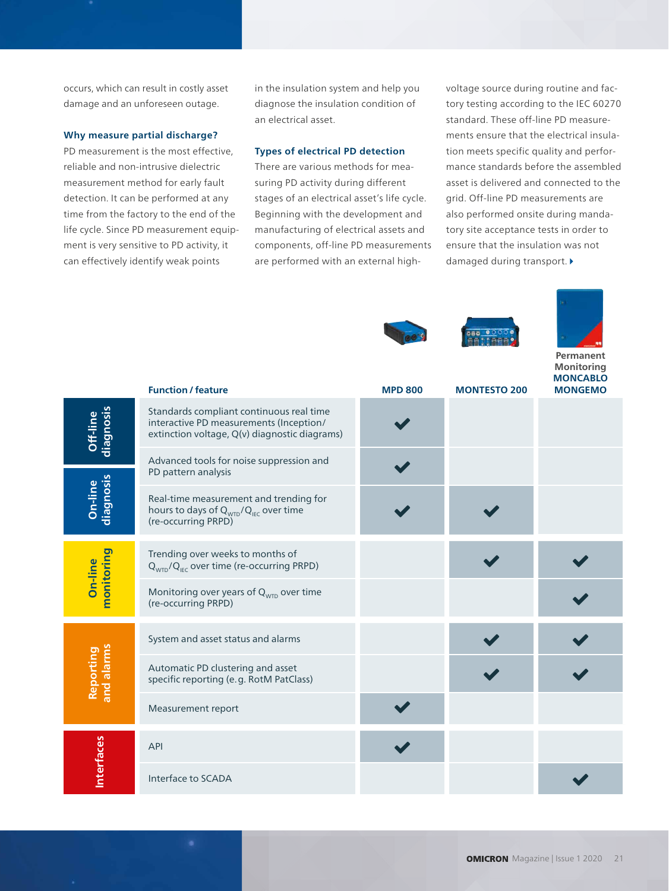occurs, which can result in costly asset damage and an unforeseen outage.

### Why measure partial discharge?

PD measurement is the most effective, reliable and non-intrusive dielectric measurement method for early fault detection. It can be performed at any time from the factory to the end of the life cycle. Since PD measurement equipment is very sensitive to PD activity, it can effectively identify weak points in the insulation system and help you diagnose the insulation condition of an electrical asset.

### Types of electrical PD detection

There are various methods for measuring PD activity during different stages of an electrical asset's life cycle. Beginning with the development and manufacturing of electrical assets and components, off-line PD measurements are performed with an external high-voltage source during routine and factory testing according to the IEC 60270 standard. These off-line PD measurements ensure that the electrical insulation meets specific quality and performance standards before the assembled asset is delivered and connected to the grid. Off-line PD measurements are also performed onsite during mandatory site acceptance tests in order to ensure that the insulation was not damaged during transport. ▸

| | Function / feature | MPD 800 | MONTESTO 200 | Permanent Monitoring MONCABLO MONGEMO |
|---|---|---|---|---|
| Off-line diagnosis | Standards compliant continuous real time interactive PD measurements (Inception/extinction voltage, Q(v) diagnostic diagrams) | ✔ | | |
| | Advanced tools for noise suppression and PD pattern analysis | ✔ | | |
| On-line diagnosis | Real-time measurement and trending for hours to days of $Q_{WTD}/Q_{IEC}$ over time (re-occurring PRPD) | ✔ | ✔ | |
| On-line monitoring | Trending over weeks to months of $Q_{WTD}/Q_{IEC}$ over time (re-occurring PRPD) | | ✔ | ✔ |
| | Monitoring over years of $Q_{WTD}$ over time (re-occurring PRPD) | | | ✔ |
| Reporting and alarms | System and asset status and alarms | | ✔ | ✔ |
| | Automatic PD clustering and asset specific reporting (e.g. RotM PatClass) | | ✔ | ✔ |
| | Measurement report | ✔ | | |
| Interfaces | API | ✔ | | |
| | Interface to SCADA | | | ✔ |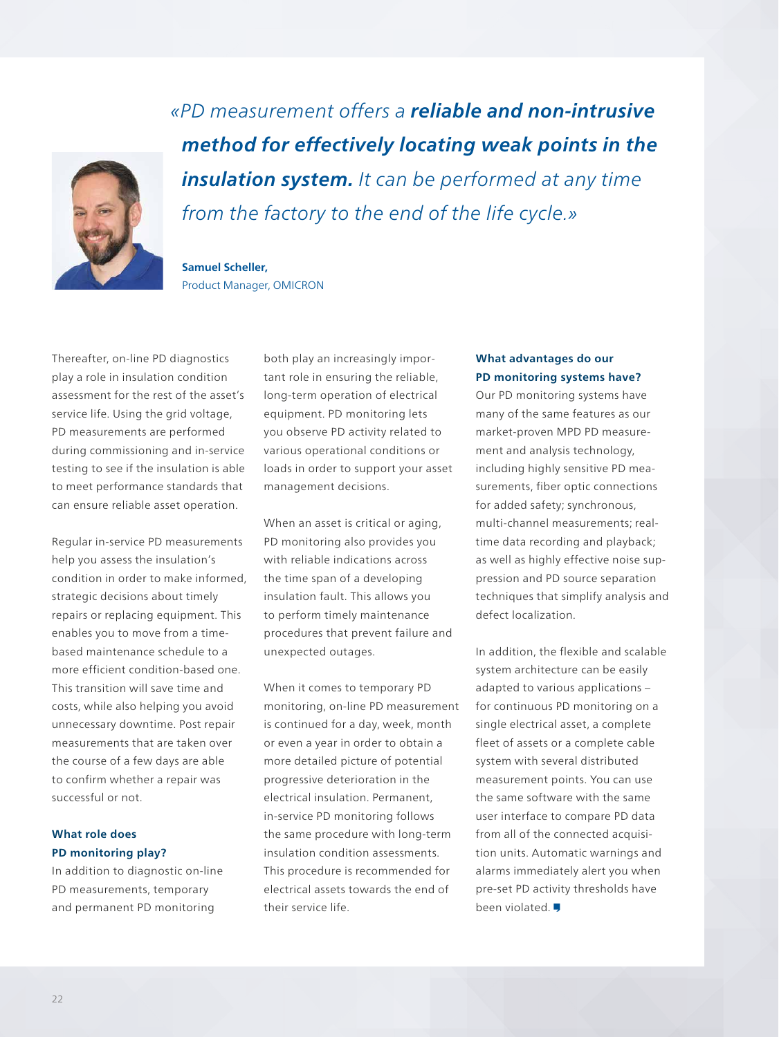*«PD measurement offers a* ***reliable and non-intrusive method for effectively locating weak points in the insulation system.*** *It can be performed at any time from the factory to the end of the life cycle.»*

**Samuel Scheller,**
Product Manager, OMICRON

Thereafter, on-line PD diagnostics play a role in insulation condition assessment for the rest of the asset's service life. Using the grid voltage, PD measurements are performed during commissioning and in-service testing to see if the insulation is able to meet performance standards that can ensure reliable asset operation.

Regular in-service PD measurements help you assess the insulation's condition in order to make informed, strategic decisions about timely repairs or replacing equipment. This enables you to move from a time-based maintenance schedule to a more efficient condition-based one. This transition will save time and costs, while also helping you avoid unnecessary downtime. Post repair measurements that are taken over the course of a few days are able to confirm whether a repair was successful or not.

### What role does PD monitoring play?

In addition to diagnostic on-line PD measurements, temporary and permanent PD monitoring both play an increasingly important role in ensuring the reliable, long-term operation of electrical equipment. PD monitoring lets you observe PD activity related to various operational conditions or loads in order to support your asset management decisions.

When an asset is critical or aging, PD monitoring also provides you with reliable indications across the time span of a developing insulation fault. This allows you to perform timely maintenance procedures that prevent failure and unexpected outages.

When it comes to temporary PD monitoring, on-line PD measurement is continued for a day, week, month or even a year in order to obtain a more detailed picture of potential progressive deterioration in the electrical insulation. Permanent, in-service PD monitoring follows the same procedure with long-term insulation condition assessments. This procedure is recommended for electrical assets towards the end of their service life.

### What advantages do our PD monitoring systems have?

Our PD monitoring systems have many of the same features as our market-proven MPD PD measurement and analysis technology, including highly sensitive PD measurements, fiber optic connections for added safety; synchronous, multi-channel measurements; real-time data recording and playback; as well as highly effective noise suppression and PD source separation techniques that simplify analysis and defect localization.

In addition, the flexible and scalable system architecture can be easily adapted to various applications – for continuous PD monitoring on a single electrical asset, a complete fleet of assets or a complete cable system with several distributed measurement points. You can use the same software with the same user interface to compare PD data from all of the connected acquisition units. Automatic warnings and alarms immediately alert you when pre-set PD activity thresholds have been violated.